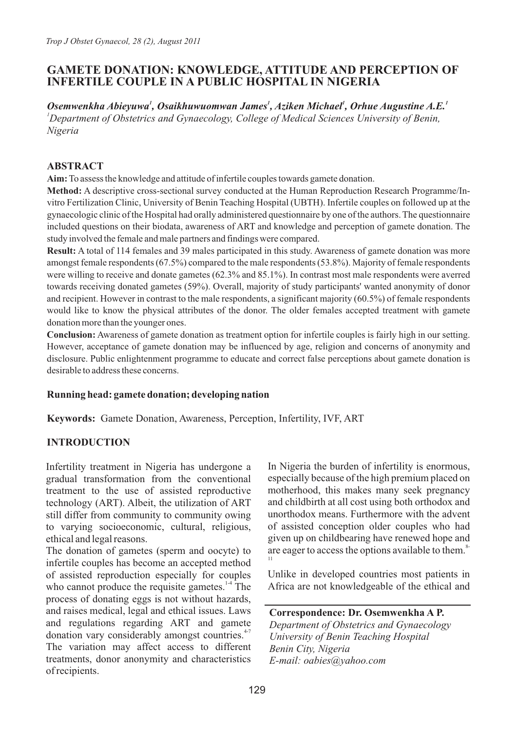# GAMETE DONATION: KNOWLEDGE, ATTITUDE AND PERCEPTION OF INFERTILE COUPLE IN A PUBLIC HOSPITAL IN NIGERIA

***Osemwenkha Abieyuwa[1], Osaikhuwuomwan James[1], Aziken Michael[1], Orhue Augustine A.E.[1]***

*[1]Department of Obstetrics and Gynaecology, College of Medical Sciences University of Benin, Nigeria*

## ABSTRACT

**Aim:** To assess the knowledge and attitude of infertile couples towards gamete donation.

**Method:** A descriptive cross-sectional survey conducted at the Human Reproduction Research Programme/In-vitro Fertilization Clinic, University of Benin Teaching Hospital (UBTH). Infertile couples on followed up at the gynaecologic clinic of the Hospital had orally administered questionnaire by one of the authors. The questionnaire included questions on their biodata, awareness of ART and knowledge and perception of gamete donation. The study involved the female and male partners and findings were compared.

**Result:** A total of 114 females and 39 males participated in this study. Awareness of gamete donation was more amongst female respondents (67.5%) compared to the male respondents (53.8%). Majority of female respondents were willing to receive and donate gametes (62.3% and 85.1%). In contrast most male respondents were averred towards receiving donated gametes (59%). Overall, majority of study participants' wanted anonymity of donor and recipient. However in contrast to the male respondents, a significant majority (60.5%) of female respondents would like to know the physical attributes of the donor. The older females accepted treatment with gamete donation more than the younger ones.

**Conclusion:** Awareness of gamete donation as treatment option for infertile couples is fairly high in our setting. However, acceptance of gamete donation may be influenced by age, religion and concerns of anonymity and disclosure. Public enlightenment programme to educate and correct false perceptions about gamete donation is desirable to address these concerns.

**Running head: gamete donation; developing nation**

**Keywords:** Gamete Donation, Awareness, Perception, Infertility, IVF, ART

## INTRODUCTION

Infertility treatment in Nigeria has undergone a gradual transformation from the conventional treatment to the use of assisted reproductive technology (ART). Albeit, the utilization of ART still differ from community to community owing to varying socioeconomic, cultural, religious, ethical and legal reasons.

The donation of gametes (sperm and oocyte) to infertile couples has become an accepted method of assisted reproduction especially for couples who cannot produce the requisite gametes.[1-4] The process of donating eggs is not without hazards, and raises medical, legal and ethical issues. Laws and regulations regarding ART and gamete donation vary considerably amongst countries.[4-7] The variation may affect access to different treatments, donor anonymity and characteristics of recipients.

In Nigeria the burden of infertility is enormous, especially because of the high premium placed on motherhood, this makes many seek pregnancy and childbirth at all cost using both orthodox and unorthodox means. Furthermore with the advent of assisted conception older couples who had given up on childbearing have renewed hope and are eager to access the options available to them.[8-11]

Unlike in developed countries most patients in Africa are not knowledgeable of the ethical and

**Correspondence: Dr. Osemwenkha A P.**
*Department of Obstetrics and Gynaecology*
*University of Benin Teaching Hospital*
*Benin City, Nigeria*
*E-mail: oabies@yahoo.com*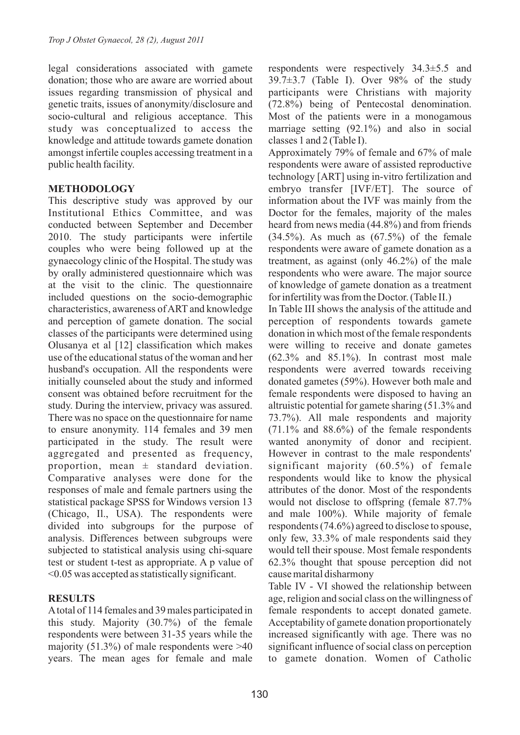legal considerations associated with gamete donation; those who are aware are worried about issues regarding transmission of physical and genetic traits, issues of anonymity/disclosure and socio-cultural and religious acceptance. This study was conceptualized to access the knowledge and attitude towards gamete donation amongst infertile couples accessing treatment in a public health facility.

## METHODOLOGY

This descriptive study was approved by our Institutional Ethics Committee, and was conducted between September and December 2010. The study participants were infertile couples who were being followed up at the gynaecology clinic of the Hospital. The study was by orally administered questionnaire which was at the visit to the clinic. The questionnaire included questions on the socio-demographic characteristics, awareness of ART and knowledge and perception of gamete donation. The social classes of the participants were determined using Olusanya et al [12] classification which makes use of the educational status of the woman and her husband's occupation. All the respondents were initially counseled about the study and informed consent was obtained before recruitment for the study. During the interview, privacy was assured. There was no space on the questionnaire for name to ensure anonymity. 114 females and 39 men participated in the study. The result were aggregated and presented as frequency, proportion, mean ± standard deviation. Comparative analyses were done for the responses of male and female partners using the statistical package SPSS for Windows version 13 (Chicago, Il., USA). The respondents were divided into subgroups for the purpose of analysis. Differences between subgroups were subjected to statistical analysis using chi-square test or student t-test as appropriate. A p value of $<0.05$ was accepted as statistically significant.

## RESULTS

A total of 114 females and 39 males participated in this study. Majority (30.7%) of the female respondents were between 31-35 years while the majority (51.3%) of male respondents were >40 years. The mean ages for female and male respondents were respectively 34.3±5.5 and 39.7±3.7 (Table I). Over 98% of the study participants were Christians with majority (72.8%) being of Pentecostal denomination. Most of the patients were in a monogamous marriage setting (92.1%) and also in social classes 1 and 2 (Table I).

Approximately 79% of female and 67% of male respondents were aware of assisted reproductive technology [ART] using in-vitro fertilization and embryo transfer [IVF/ET]. The source of information about the IVF was mainly from the Doctor for the females, majority of the males heard from news media (44.8%) and from friends (34.5%). As much as (67.5%) of the female respondents were aware of gamete donation as a treatment, as against (only 46.2%) of the male respondents who were aware. The major source of knowledge of gamete donation as a treatment for infertility was from the Doctor. (Table II.)

In Table III shows the analysis of the attitude and perception of respondents towards gamete donation in which most of the female respondents were willing to receive and donate gametes (62.3% and 85.1%). In contrast most male respondents were averred towards receiving donated gametes (59%). However both male and female respondents were disposed to having an altruistic potential for gamete sharing (51.3% and 73.7%). All male respondents and majority (71.1% and 88.6%) of the female respondents wanted anonymity of donor and recipient. However in contrast to the male respondents' significant majority (60.5%) of female respondents would like to know the physical attributes of the donor. Most of the respondents would not disclose to offspring (female 87.7% and male 100%). While majority of female respondents (74.6%) agreed to disclose to spouse, only few, 33.3% of male respondents said they would tell their spouse. Most female respondents 62.3% thought that spouse perception did not cause marital disharmony

Table IV - VI showed the relationship between age, religion and social class on the willingness of female respondents to accept donated gamete. Acceptability of gamete donation proportionately increased significantly with age. There was no significant influence of social class on perception to gamete donation. Women of Catholic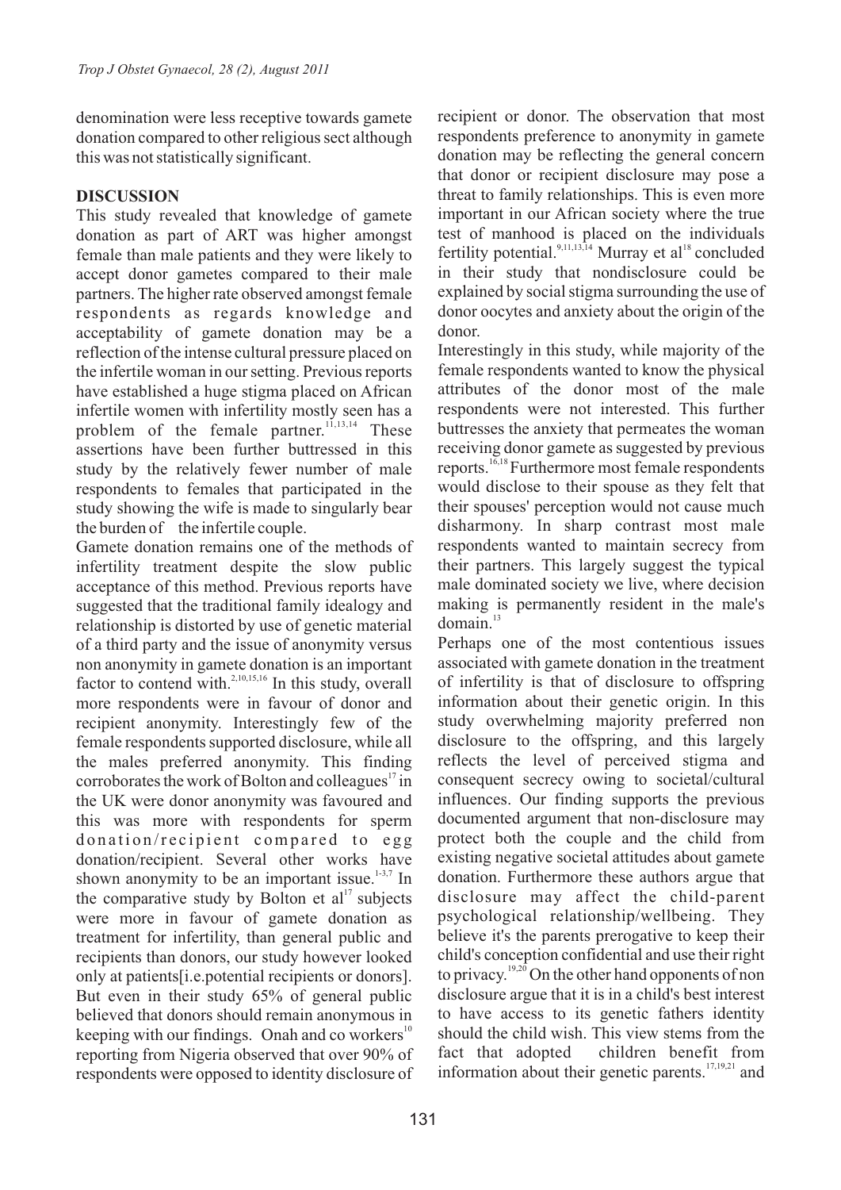denomination were less receptive towards gamete donation compared to other religious sect although this was not statistically significant.

## DISCUSSION

This study revealed that knowledge of gamete donation as part of ART was higher amongst female than male patients and they were likely to accept donor gametes compared to their male partners. The higher rate observed amongst female respondents as regards knowledge and acceptability of gamete donation may be a reflection of the intense cultural pressure placed on the infertile woman in our setting. Previous reports have established a huge stigma placed on African infertile women with infertility mostly seen has a problem of the female partner.[11,13,14] These assertions have been further buttressed in this study by the relatively fewer number of male respondents to females that participated in the study showing the wife is made to singularly bear the burden of the infertile couple.

Gamete donation remains one of the methods of infertility treatment despite the slow public acceptance of this method. Previous reports have suggested that the traditional family idealogy and relationship is distorted by use of genetic material of a third party and the issue of anonymity versus non anonymity in gamete donation is an important factor to contend with.[2,10,15,16] In this study, overall more respondents were in favour of donor and recipient anonymity. Interestingly few of the female respondents supported disclosure, while all the males preferred anonymity. This finding corroborates the work of Bolton and colleagues[17] in the UK were donor anonymity was favoured and this was more with respondents for sperm donation/recipient compared to egg donation/recipient. Several other works have shown anonymity to be an important issue.[1-3,7] In the comparative study by Bolton et al[17] subjects were more in favour of gamete donation as treatment for infertility, than general public and recipients than donors, our study however looked only at patients[i.e.potential recipients or donors]. But even in their study 65% of general public believed that donors should remain anonymous in keeping with our findings. Onah and co workers[10] reporting from Nigeria observed that over 90% of respondents were opposed to identity disclosure of recipient or donor. The observation that most respondents preference to anonymity in gamete donation may be reflecting the general concern that donor or recipient disclosure may pose a threat to family relationships. This is even more important in our African society where the true test of manhood is placed on the individuals fertility potential.[9,11,13,14] Murray et al[18] concluded in their study that nondisclosure could be explained by social stigma surrounding the use of donor oocytes and anxiety about the origin of the donor.

Interestingly in this study, while majority of the female respondents wanted to know the physical attributes of the donor most of the male respondents were not interested. This further buttresses the anxiety that permeates the woman receiving donor gamete as suggested by previous reports.[16,18] Furthermore most female respondents would disclose to their spouse as they felt that their spouses' perception would not cause much disharmony. In sharp contrast most male respondents wanted to maintain secrecy from their partners. This largely suggest the typical male dominated society we live, where decision making is permanently resident in the male's domain.[13]

Perhaps one of the most contentious issues associated with gamete donation in the treatment of infertility is that of disclosure to offspring information about their genetic origin. In this study overwhelming majority preferred non disclosure to the offspring, and this largely reflects the level of perceived stigma and consequent secrecy owing to societal/cultural influences. Our finding supports the previous documented argument that non-disclosure may protect both the couple and the child from existing negative societal attitudes about gamete donation. Furthermore these authors argue that disclosure may affect the child-parent psychological relationship/wellbeing. They believe it's the parents prerogative to keep their child's conception confidential and use their right to privacy.[19,20] On the other hand opponents of non disclosure argue that it is in a child's best interest to have access to its genetic fathers identity should the child wish. This view stems from the fact that adopted children benefit from information about their genetic parents.[17,19,21] and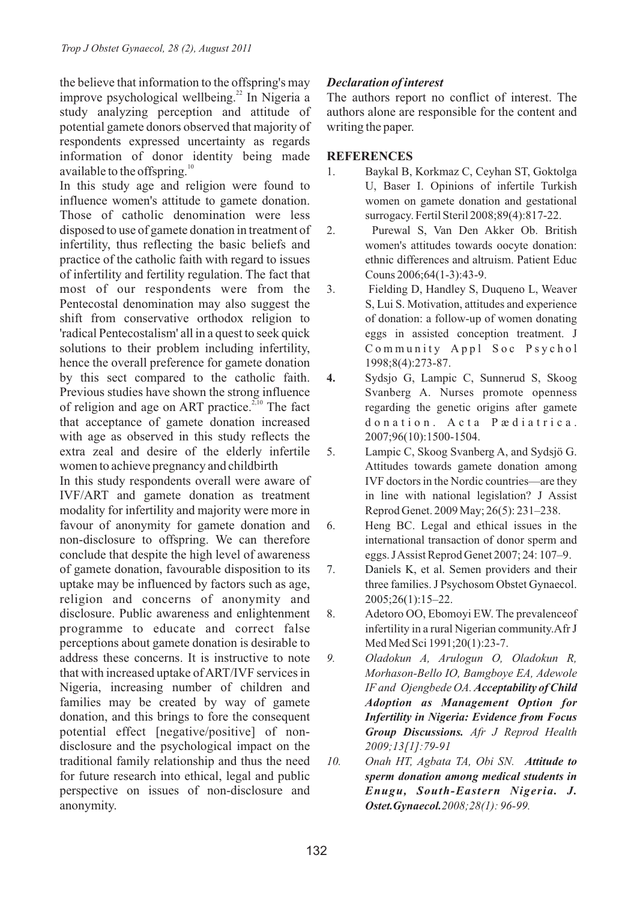the believe that information to the offspring's may improve psychological wellbeing.[22] In Nigeria a study analyzing perception and attitude of potential gamete donors observed that majority of respondents expressed uncertainty as regards information of donor identity being made available to the offspring.[10]

In this study age and religion were found to influence women's attitude to gamete donation. Those of catholic denomination were less disposed to use of gamete donation in treatment of infertility, thus reflecting the basic beliefs and practice of the catholic faith with regard to issues of infertility and fertility regulation. The fact that most of our respondents were from the Pentecostal denomination may also suggest the shift from conservative orthodox religion to 'radical Pentecostalism' all in a quest to seek quick solutions to their problem including infertility, hence the overall preference for gamete donation by this sect compared to the catholic faith. Previous studies have shown the strong influence of religion and age on ART practice.[2,10] The fact that acceptance of gamete donation increased with age as observed in this study reflects the extra zeal and desire of the elderly infertile women to achieve pregnancy and childbirth

In this study respondents overall were aware of IVF/ART and gamete donation as treatment modality for infertility and majority were more in favour of anonymity for gamete donation and non-disclosure to offspring. We can therefore conclude that despite the high level of awareness of gamete donation, favourable disposition to its uptake may be influenced by factors such as age, religion and concerns of anonymity and disclosure. Public awareness and enlightenment programme to educate and correct false perceptions about gamete donation is desirable to address these concerns. It is instructive to note that with increased uptake of ART/IVF services in Nigeria, increasing number of children and families may be created by way of gamete donation, and this brings to fore the consequent potential effect [negative/positive] of non-disclosure and the psychological impact on the traditional family relationship and thus the need for future research into ethical, legal and public perspective on issues of non-disclosure and anonymity.

### *Declaration of interest*

The authors report no conflict of interest. The authors alone are responsible for the content and writing the paper.

## REFERENCES

1. Baykal B, Korkmaz C, Ceyhan ST, Goktolga U, Baser I. Opinions of infertile Turkish women on gamete donation and gestational surrogacy. Fertil Steril 2008;89(4):817-22.
2. Purewal S, Van Den Akker Ob. British women's attitudes towards oocyte donation: ethnic differences and altruism. Patient Educ Couns 2006;64(1-3):43-9.
3. Fielding D, Handley S, Duqueno L, Weaver S, Lui S. Motivation, attitudes and experience of donation: a follow-up of women donating eggs in assisted conception treatment. J Community Appl Soc Psychol 1998;8(4):273-87.
4. Sydsjo G, Lampic C, Sunnerud S, Skoog Svanberg A. Nurses promote openness regarding the genetic origins after gamete donation. Acta Pædiatrica. 2007;96(10):1500-1504.
5. Lampic C, Skoog Svanberg A, and Sydsjö G. Attitudes towards gamete donation among IVF doctors in the Nordic countries—are they in line with national legislation? J Assist Reprod Genet. 2009 May; 26(5): 231–238.
6. Heng BC. Legal and ethical issues in the international transaction of donor sperm and eggs. J Assist Reprod Genet 2007; 24: 107–9.
7. Daniels K, et al. Semen providers and their three families. J Psychosom Obstet Gynaecol. 2005;26(1):15–22.
8. Adetoro OO, Ebomoyi EW. The prevalenceof infertility in a rural Nigerian community.Afr J Med Med Sci 1991;20(1):23-7.
9. *Oladokun A, Arulogun O, Oladokun R, Morhason-Bello IO, Bamgboye EA, Adewole IF and Ojengbede OA.* ***Acceptability of Child Adoption as Management Option for Infertility in Nigeria: Evidence from Focus Group Discussions.*** *Afr J Reprod Health 2009;13[1]:79-91*
10. *Onah HT, Agbata TA, Obi SN.* ***Attitude to sperm donation among medical students in Enugu, South-Eastern Nigeria. J. Ostet.Gynaecol.****2008;28(1): 96-99.*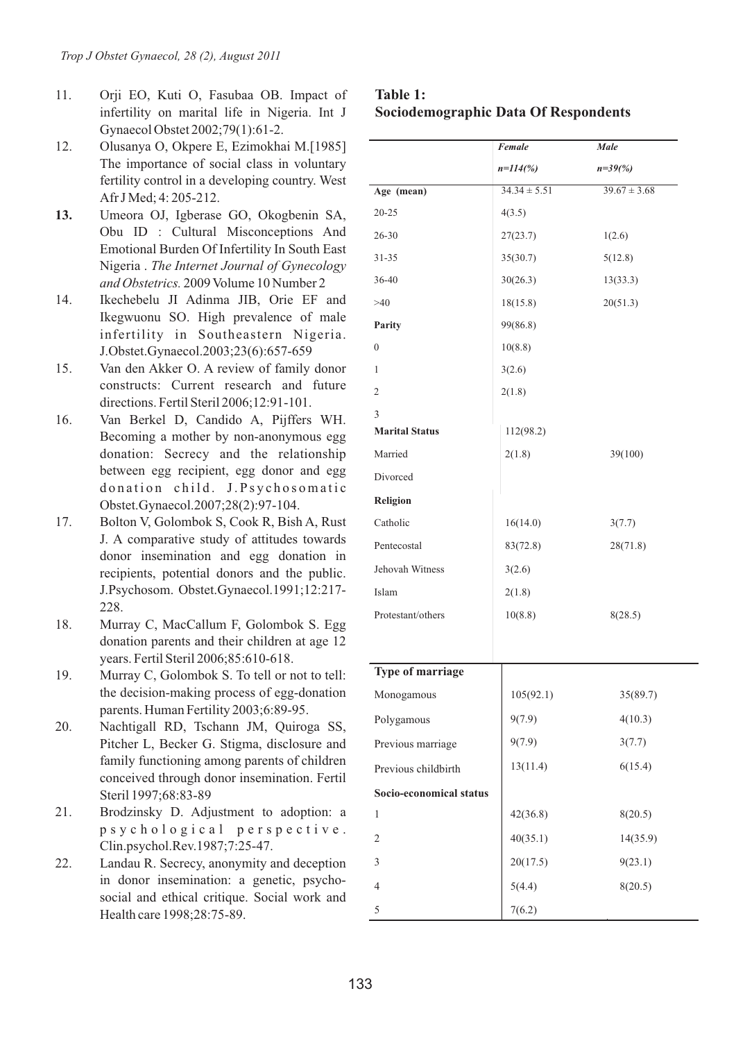11. Orji EO, Kuti O, Fasubaa OB. Impact of infertility on marital life in Nigeria. Int J Gynaecol Obstet 2002;79(1):61-2.
12. Olusanya O, Okpere E, Ezimokhai M.[1985] The importance of social class in voluntary fertility control in a developing country. West Afr J Med; 4: 205-212.
13. Umeora OJ, Igberase GO, Okogbenin SA, Obu ID : Cultural Misconceptions And Emotional Burden Of Infertility In South East Nigeria . *The Internet Journal of Gynecology and Obstetrics.* 2009 Volume 10 Number 2
14. Ikechebelu JI Adinma JIB, Orie EF and Ikegwuonu SO. High prevalence of male infertility in Southeastern Nigeria. J.Obstet.Gynaecol.2003;23(6):657-659
15. Van den Akker O. A review of family donor constructs: Current research and future directions. Fertil Steril 2006;12:91-101.
16. Van Berkel D, Candido A, Pijffers WH. Becoming a mother by non-anonymous egg donation: Secrecy and the relationship between egg recipient, egg donor and egg donation child. J.Psychosomatic Obstet.Gynaecol.2007;28(2):97-104.
17. Bolton V, Golombok S, Cook R, Bish A, Rust J. A comparative study of attitudes towards donor insemination and egg donation in recipients, potential donors and the public. J.Psychosom. Obstet.Gynaecol.1991;12:217-228.
18. Murray C, MacCallum F, Golombok S. Egg donation parents and their children at age 12 years. Fertil Steril 2006;85:610-618.
19. Murray C, Golombok S. To tell or not to tell: the decision-making process of egg-donation parents. Human Fertility 2003;6:89-95.
20. Nachtigall RD, Tschann JM, Quiroga SS, Pitcher L, Becker G. Stigma, disclosure and family functioning among parents of children conceived through donor insemination. Fertil Steril 1997;68:83-89
21. Brodzinsky D. Adjustment to adoption: a psychological perspective. Clin.psychol.Rev.1987;7:25-47.
22. Landau R. Secrecy, anonymity and deception in donor insemination: a genetic, psycho-social and ethical critique. Social work and Health care 1998;28:75-89.

**Table 1: Sociodemographic Data Of Respondents**

| | *Female* *n=114(%)* | *Male* *n=39(%)* |
|---|---|---|
| **Age (mean)** | 34.34 ± 5.51 | 39.67 ± 3.68 |
| 20-25 | 4(3.5) | |
| 26-30 | 27(23.7) | 1(2.6) |
| 31-35 | 35(30.7) | 5(12.8) |
| 36-40 | 30(26.3) | 13(33.3) |
| >40 | 18(15.8) | 20(51.3) |
| **Parity** | 99(86.8) | |
| 0 | 10(8.8) | |
| 1 | 3(2.6) | |
| 2 | 2(1.8) | |
| 3 | | |
| **Marital Status** | 112(98.2) | |
| Married | 2(1.8) | 39(100) |
| Divorced | | |
| **Religion** | | |
| Catholic | 16(14.0) | 3(7.7) |
| Pentecostal | 83(72.8) | 28(71.8) |
| Jehovah Witness | 3(2.6) | |
| Islam | 2(1.8) | |
| Protestant/others | 10(8.8) | 8(28.5) |
| **Type of marriage** | | |
| Monogamous | 105(92.1) | 35(89.7) |
| Polygamous | 9(7.9) | 4(10.3) |
| Previous marriage | 9(7.9) | 3(7.7) |
| Previous childbirth | 13(11.4) | 6(15.4) |
| **Socio-economical status** | | |
| 1 | 42(36.8) | 8(20.5) |
| 2 | 40(35.1) | 14(35.9) |
| 3 | 20(17.5) | 9(23.1) |
| 4 | 5(4.4) | 8(20.5) |
| 5 | 7(6.2) | |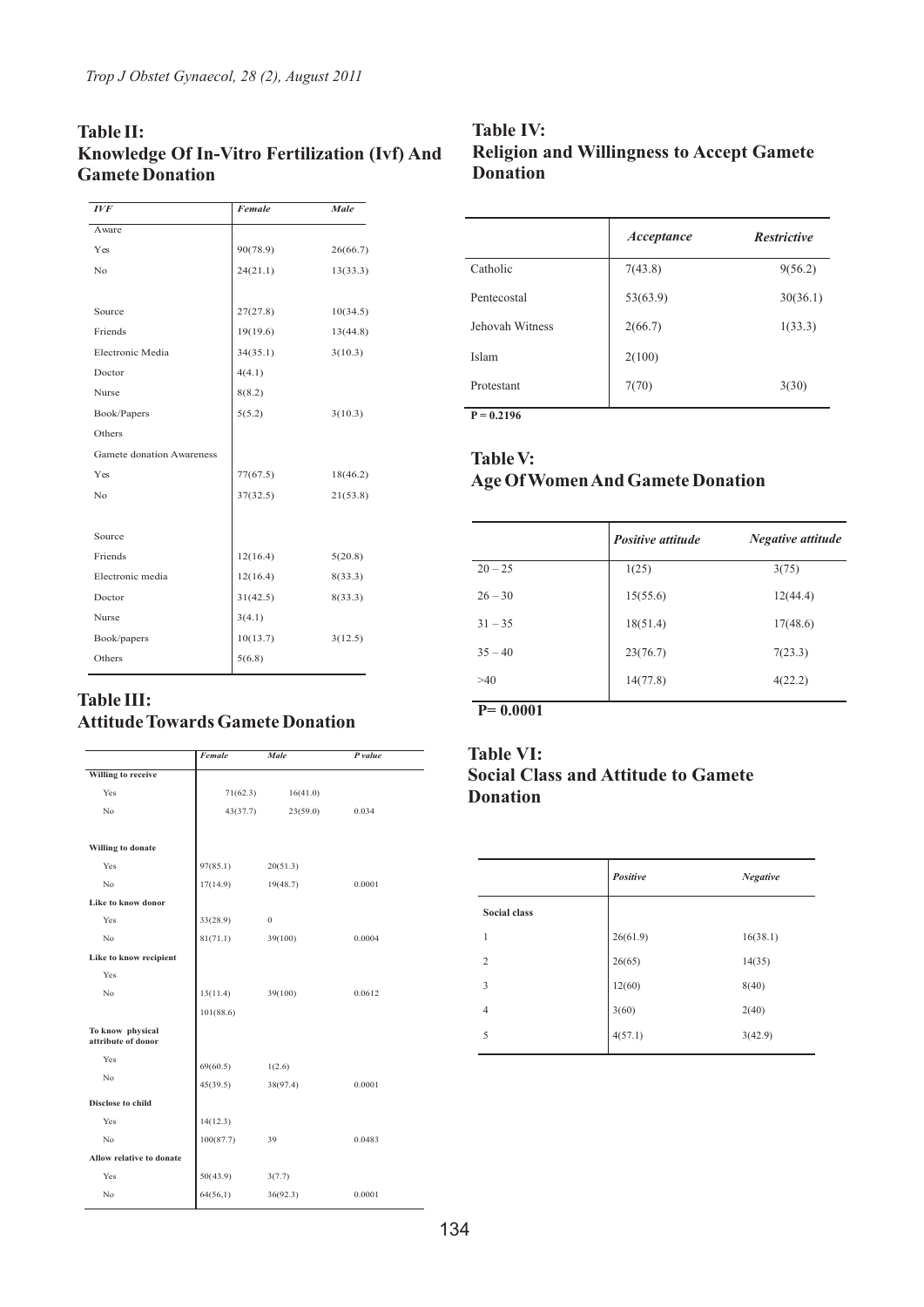## Table II: Knowledge Of In-Vitro Fertilization (Ivf) And Gamete Donation

| *IVF* | *Female* | *Male* |
|---|---|---|
| Aware | | |
| Yes | 90(78.9) | 26(66.7) |
| No | 24(21.1) | 13(33.3) |
| | | |
| Source | 27(27.8) | 10(34.5) |
| Friends | 19(19.6) | 13(44.8) |
| Electronic Media | 34(35.1) | 3(10.3) |
| Doctor | 4(4.1) | |
| Nurse | 8(8.2) | |
| Book/Papers | 5(5.2) | 3(10.3) |
| Others | | |
| Gamete donation Awareness | | |
| Yes | 77(67.5) | 18(46.2) |
| No | 37(32.5) | 21(53.8) |
| | | |
| Source | | |
| Friends | 12(16.4) | 5(20.8) |
| Electronic media | 12(16.4) | 8(33.3) |
| Doctor | 31(42.5) | 8(33.3) |
| Nurse | 3(4.1) | |
| Book/papers | 10(13.7) | 3(12.5) |
| Others | 5(6.8) | |

## Table III: Attitude Towards Gamete Donation

| | *Female* | *Male* | *P value* |
|---|---|---|---|
| **Willing to receive** | | | |
| Yes | 71(62.3) | 16(41.0) | |
| No | 43(37.7) | 23(59.0) | 0.034 |
| | | | |
| **Willing to donate** | | | |
| Yes | 97(85.1) | 20(51.3) | |
| No | 17(14.9) | 19(48.7) | 0.0001 |
| **Like to know donor** | | | |
| Yes | 33(28.9) | 0 | |
| No | 81(71.1) | 39(100) | 0.0004 |
| **Like to know recipient** | | | |
| Yes | | | |
| No | 13(11.4) | 39(100) | 0.0612 |
| | 101(88.6) | | |
| **To know physical attribute of donor** | | | |
| Yes | 69(60.5) | 1(2.6) | |
| No | 45(39.5) | 38(97.4) | 0.0001 |
| **Disclose to child** | | | |
| Yes | 14(12.3) | | |
| No | 100(87.7) | 39 | 0.0483 |
| **Allow relative to donate** | | | |
| Yes | 50(43.9) | 3(7.7) | |
| No | 64(56.1) | 36(92.3) | 0.0001 |

## Table IV: Religion and Willingness to Accept Gamete Donation

| | *Acceptance* | *Restrictive* |
|---|---|---|
| Catholic | 7(43.8) | 9(56.2) |
| Pentecostal | 53(63.9) | 30(36.1) |
| Jehovah Witness | 2(66.7) | 1(33.3) |
| Islam | 2(100) | |
| Protestant | 7(70) | 3(30) |

**P = 0.2196**

## Table V: Age Of Women And Gamete Donation

| | *Positive attitude* | *Negative attitude* |
|---|---|---|
| 20 – 25 | 1(25) | 3(75) |
| 26 – 30 | 15(55.6) | 12(44.4) |
| 31 – 35 | 18(51.4) | 17(48.6) |
| 35 – 40 | 23(76.7) | 7(23.3) |
| >40 | 14(77.8) | 4(22.2) |

**P= 0.0001**

## Table VI: Social Class and Attitude to Gamete Donation

| | *Positive* | *Negative* |
|---|---|---|
| **Social class** | | |
| 1 | 26(61.9) | 16(38.1) |
| 2 | 26(65) | 14(35) |
| 3 | 12(60) | 8(40) |
| 4 | 3(60) | 2(40) |
| 5 | 4(57.1) | 3(42.9) |